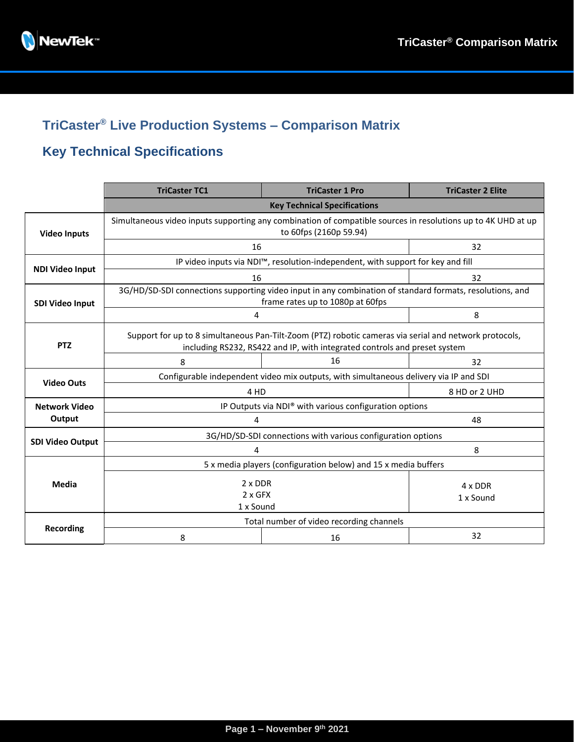# TriCaster® Live Production Systems – Comparison Matrix

## Key Technical Specifications

| | TriCaster TC1 | TriCaster 1 Pro | TriCaster 2 Elite |
|---|---|---|---|
| | Key Technical Specifications | | |
| **Video Inputs** | Simultaneous video inputs supporting any combination of compatible sources in resolutions up to 4K UHD at up to 60fps (2160p 59.94) | | |
| | 16 | | 32 |
| **NDI Video Input** | IP video inputs via NDI™, resolution-independent, with support for key and fill | | |
| | 16 | | 32 |
| **SDI Video Input** | 3G/HD/SD-SDI connections supporting video input in any combination of standard formats, resolutions, and frame rates up to 1080p at 60fps | | |
| | 4 | | 8 |
| **PTZ** | Support for up to 8 simultaneous Pan-Tilt-Zoom (PTZ) robotic cameras via serial and network protocols, including RS232, RS422 and IP, with integrated controls and preset system | | |
| | 8 | 16 | 32 |
| **Video Outs** | Configurable independent video mix outputs, with simultaneous delivery via IP and SDI | | |
| | 4 HD | | 8 HD or 2 UHD |
| **Network Video Output** | IP Outputs via NDI® with various configuration options | | |
| | 4 | | 48 |
| **SDI Video Output** | 3G/HD/SD-SDI connections with various configuration options | | |
| | 4 | | 8 |
| **Media** | 5 x media players (configuration below) and 15 x media buffers | | |
| | 2 x DDR<br>2 x GFX<br>1 x Sound | | 4 x DDR<br>1 x Sound |
| **Recording** | Total number of video recording channels | | |
| | 8 | 16 | 32 |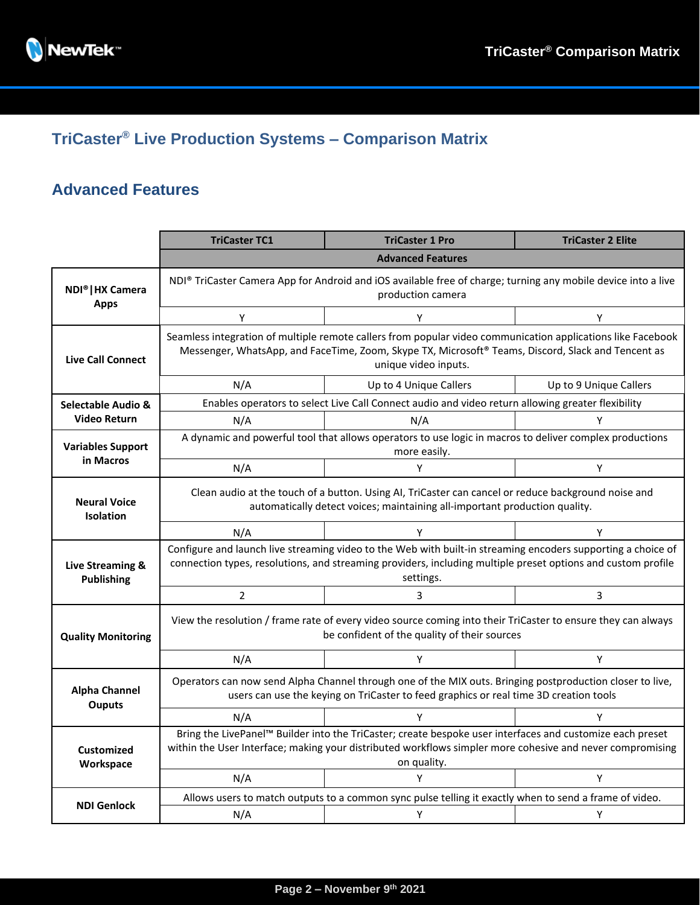# TriCaster® Live Production Systems – Comparison Matrix

## Advanced Features

| | TriCaster TC1 | TriCaster 1 Pro | TriCaster 2 Elite |
|---|---|---|---|
| | Advanced Features | | |
| **NDI®\|HX Camera Apps** | NDI® TriCaster Camera App for Android and iOS available free of charge; turning any mobile device into a live production camera | | |
| | Y | Y | Y |
| **Live Call Connect** | Seamless integration of multiple remote callers from popular video communication applications like Facebook Messenger, WhatsApp, and FaceTime, Zoom, Skype TX, Microsoft® Teams, Discord, Slack and Tencent as unique video inputs. | | |
| | N/A | Up to 4 Unique Callers | Up to 9 Unique Callers |
| **Selectable Audio & Video Return** | Enables operators to select Live Call Connect audio and video return allowing greater flexibility | | |
| | N/A | N/A | Y |
| **Variables Support in Macros** | A dynamic and powerful tool that allows operators to use logic in macros to deliver complex productions more easily. | | |
| | N/A | Y | Y |
| **Neural Voice Isolation** | Clean audio at the touch of a button. Using AI, TriCaster can cancel or reduce background noise and automatically detect voices; maintaining all-important production quality. | | |
| | N/A | Y | Y |
| **Live Streaming & Publishing** | Configure and launch live streaming video to the Web with built-in streaming encoders supporting a choice of connection types, resolutions, and streaming providers, including multiple preset options and custom profile settings. | | |
| | 2 | 3 | 3 |
| **Quality Monitoring** | View the resolution / frame rate of every video source coming into their TriCaster to ensure they can always be confident of the quality of their sources | | |
| | N/A | Y | Y |
| **Alpha Channel Ouputs** | Operators can now send Alpha Channel through one of the MIX outs. Bringing postproduction closer to live, users can use the keying on TriCaster to feed graphics or real time 3D creation tools | | |
| | N/A | Y | Y |
| **Customized Workspace** | Bring the LivePanel™ Builder into the TriCaster; create bespoke user interfaces and customize each preset within the User Interface; making your distributed workflows simpler more cohesive and never compromising on quality. | | |
| | N/A | Y | Y |
| **NDI Genlock** | Allows users to match outputs to a common sync pulse telling it exactly when to send a frame of video. | | |
| | N/A | Y | Y |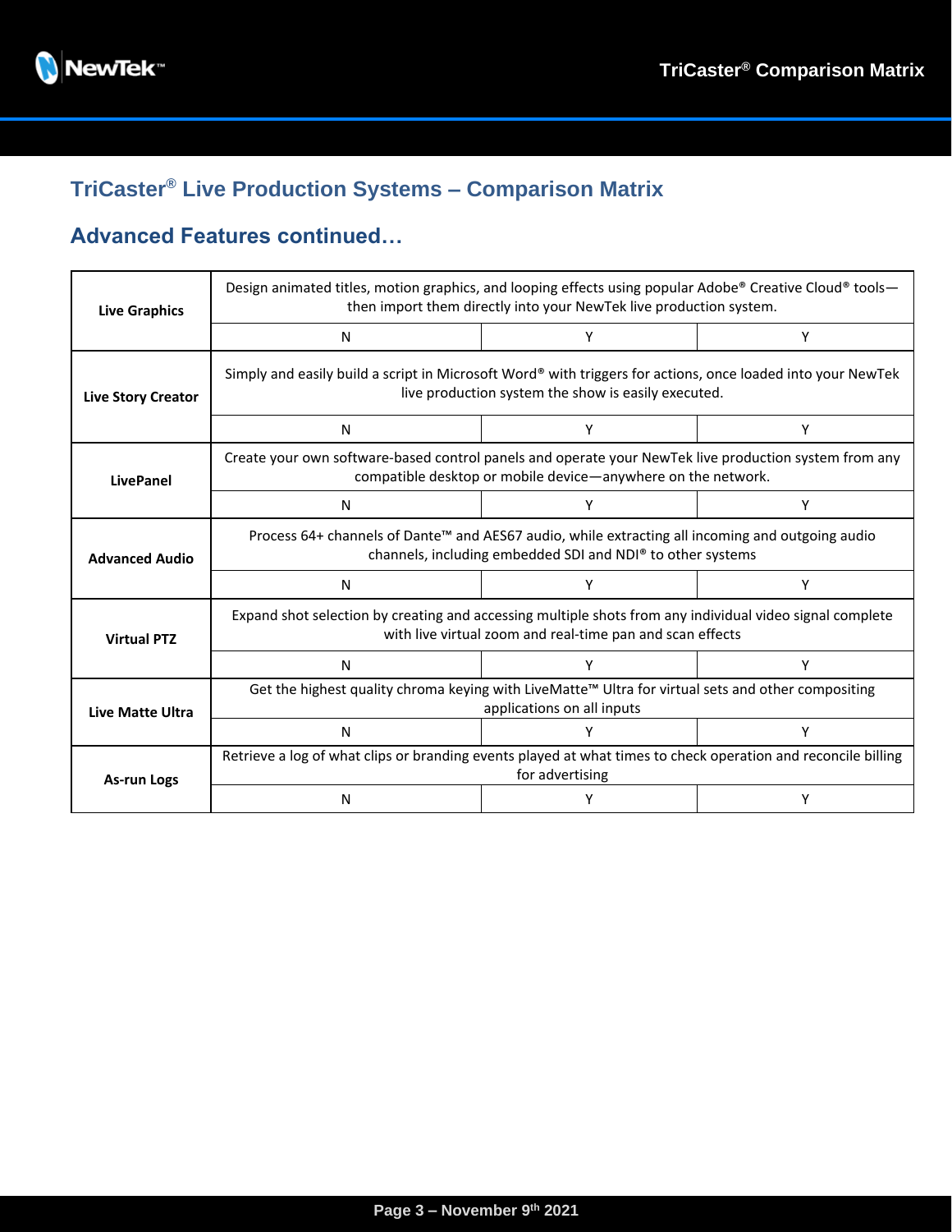## TriCaster® Live Production Systems – Comparison Matrix

### Advanced Features continued…

| | | | |
|---|---|---|---|
| **Live Graphics** | Design animated titles, motion graphics, and looping effects using popular Adobe® Creative Cloud® tools—then import them directly into your NewTek live production system. | | |
| | N | Y | Y |
| **Live Story Creator** | Simply and easily build a script in Microsoft Word® with triggers for actions, once loaded into your NewTek live production system the show is easily executed. | | |
| | N | Y | Y |
| **LivePanel** | Create your own software-based control panels and operate your NewTek live production system from any compatible desktop or mobile device—anywhere on the network. | | |
| | N | Y | Y |
| **Advanced Audio** | Process 64+ channels of Dante™ and AES67 audio, while extracting all incoming and outgoing audio channels, including embedded SDI and NDI® to other systems | | |
| | N | Y | Y |
| **Virtual PTZ** | Expand shot selection by creating and accessing multiple shots from any individual video signal complete with live virtual zoom and real-time pan and scan effects | | |
| | N | Y | Y |
| **Live Matte Ultra** | Get the highest quality chroma keying with LiveMatte™ Ultra for virtual sets and other compositing applications on all inputs | | |
| | N | Y | Y |
| **As-run Logs** | Retrieve a log of what clips or branding events played at what times to check operation and reconcile billing for advertising | | |
| | N | Y | Y |